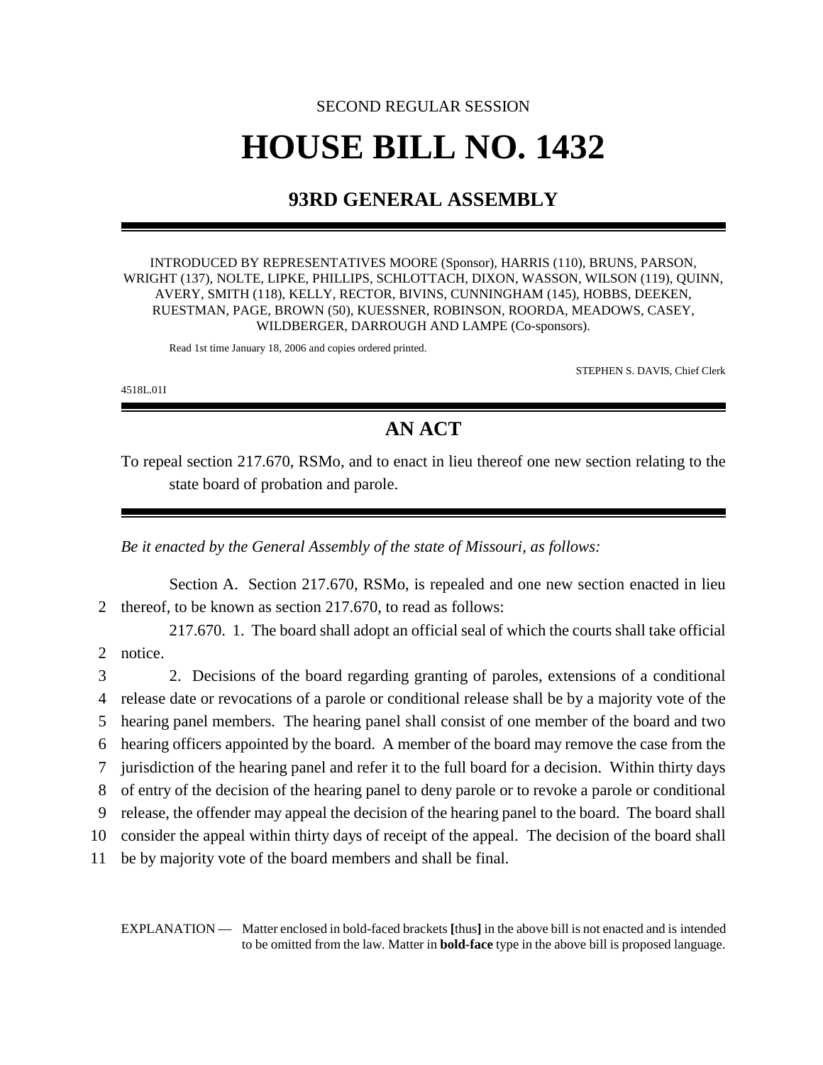SECOND REGULAR SESSION

# HOUSE BILL NO. 1432

## 93RD GENERAL ASSEMBLY

INTRODUCED BY REPRESENTATIVES MOORE (Sponsor), HARRIS (110), BRUNS, PARSON, WRIGHT (137), NOLTE, LIPKE, PHILLIPS, SCHLOTTACH, DIXON, WASSON, WILSON (119), QUINN, AVERY, SMITH (118), KELLY, RECTOR, BIVINS, CUNNINGHAM (145), HOBBS, DEEKEN, RUESTMAN, PAGE, BROWN (50), KUESSNER, ROBINSON, ROORDA, MEADOWS, CASEY, WILDBERGER, DARROUGH AND LAMPE (Co-sponsors).

Read 1st time January 18, 2006 and copies ordered printed.

STEPHEN S. DAVIS, Chief Clerk

4518L.01I

## AN ACT

To repeal section 217.670, RSMo, and to enact in lieu thereof one new section relating to the state board of probation and parole.

*Be it enacted by the General Assembly of the state of Missouri, as follows:*

Section A. Section 217.670, RSMo, is repealed and one new section enacted in lieu thereof, to be known as section 217.670, to read as follows:

217.670. 1. The board shall adopt an official seal of which the courts shall take official notice.

2. Decisions of the board regarding granting of paroles, extensions of a conditional release date or revocations of a parole or conditional release shall be by a majority vote of the hearing panel members. The hearing panel shall consist of one member of the board and two hearing officers appointed by the board. A member of the board may remove the case from the jurisdiction of the hearing panel and refer it to the full board for a decision. Within thirty days of entry of the decision of the hearing panel to deny parole or to revoke a parole or conditional release, the offender may appeal the decision of the hearing panel to the board. The board shall consider the appeal within thirty days of receipt of the appeal. The decision of the board shall be by majority vote of the board members and shall be final.

EXPLANATION — Matter enclosed in bold-faced brackets **[**thus**]** in the above bill is not enacted and is intended to be omitted from the law. Matter in **bold-face** type in the above bill is proposed language.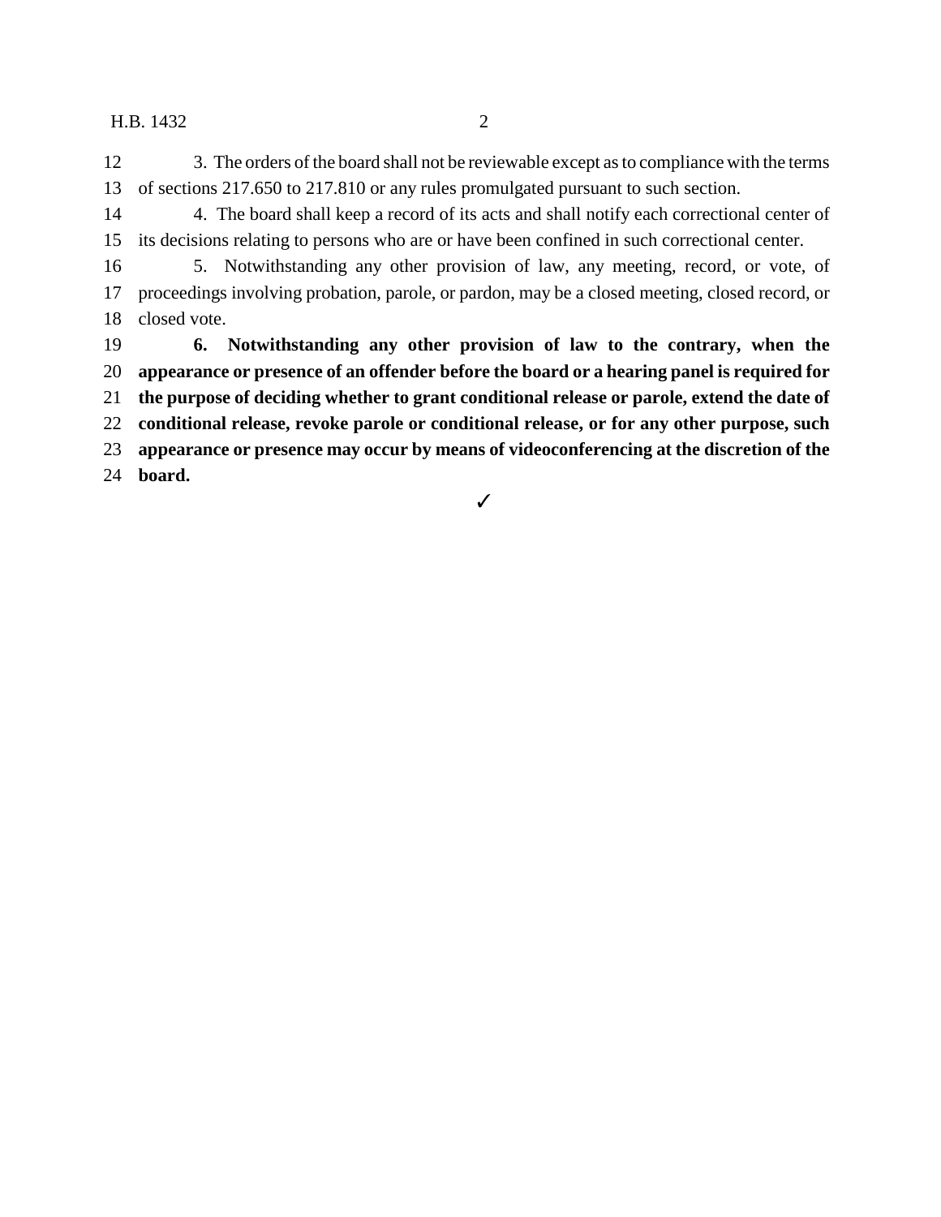3. The orders of the board shall not be reviewable except as to compliance with the terms of sections 217.650 to 217.810 or any rules promulgated pursuant to such section.

4. The board shall keep a record of its acts and shall notify each correctional center of its decisions relating to persons who are or have been confined in such correctional center.

5. Notwithstanding any other provision of law, any meeting, record, or vote, of proceedings involving probation, parole, or pardon, may be a closed meeting, closed record, or closed vote.

**6. Notwithstanding any other provision of law to the contrary, when the appearance or presence of an offender before the board or a hearing panel is required for the purpose of deciding whether to grant conditional release or parole, extend the date of conditional release, revoke parole or conditional release, or for any other purpose, such appearance or presence may occur by means of videoconferencing at the discretion of the board.**

✓